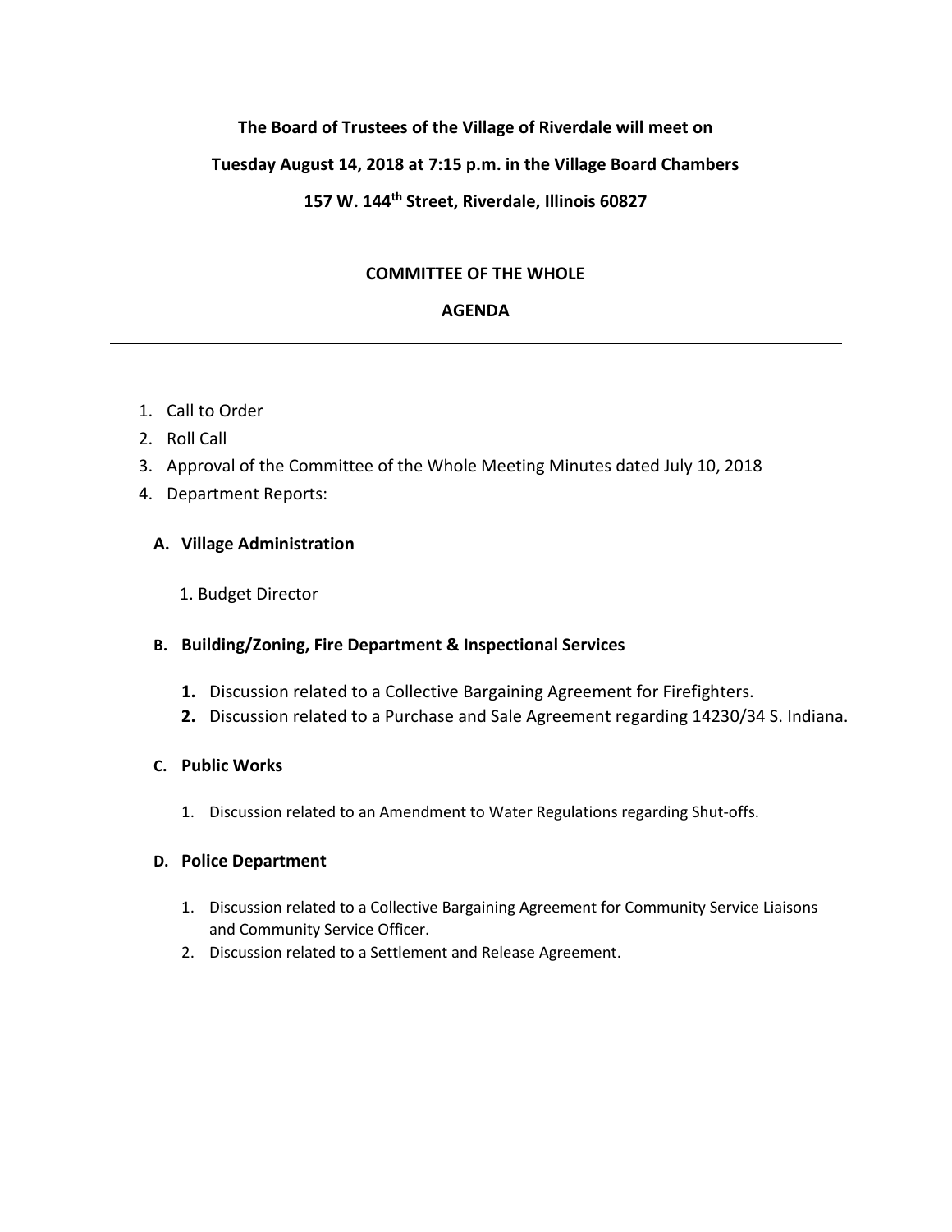**The Board of Trustees of the Village of Riverdale will meet on**

**Tuesday August 14, 2018 at 7:15 p.m. in the Village Board Chambers**

**157 W. 144th Street, Riverdale, Illinois 60827**

## COMMITTEE OF THE WHOLE

## AGENDA

---

1. Call to Order
2. Roll Call
3. Approval of the Committee of the Whole Meeting Minutes dated July 10, 2018
4. Department Reports:

### A. Village Administration

1. Budget Director

### B. Building/Zoning, Fire Department & Inspectional Services

1. Discussion related to a Collective Bargaining Agreement for Firefighters.
2. Discussion related to a Purchase and Sale Agreement regarding 14230/34 S. Indiana.

### C. Public Works

1. Discussion related to an Amendment to Water Regulations regarding Shut-offs.

### D. Police Department

1. Discussion related to a Collective Bargaining Agreement for Community Service Liaisons and Community Service Officer.
2. Discussion related to a Settlement and Release Agreement.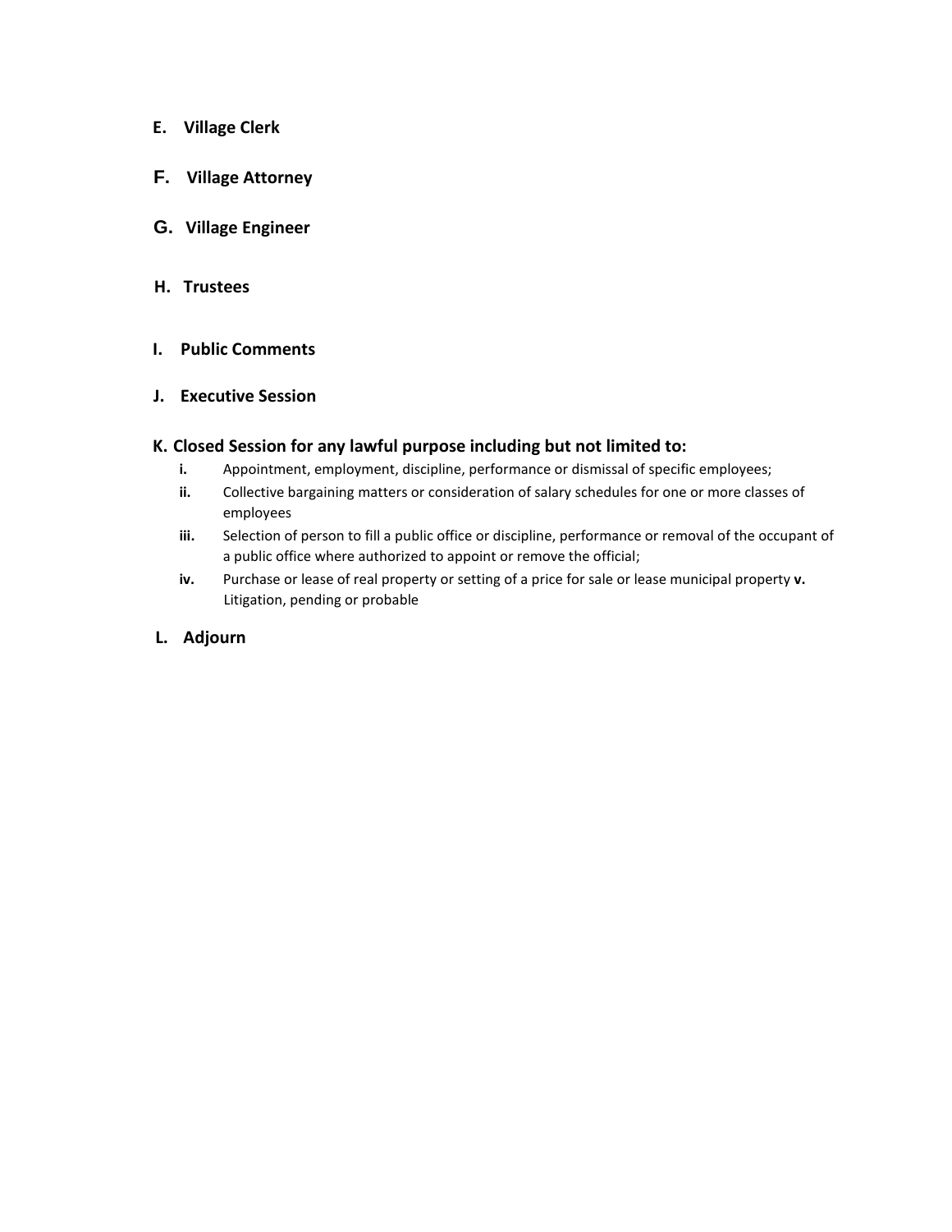**E. Village Clerk**

**F. Village Attorney**

**G. Village Engineer**

**H. Trustees**

**I. Public Comments**

**J. Executive Session**

**K. Closed Session for any lawful purpose including but not limited to:**

- **i.** Appointment, employment, discipline, performance or dismissal of specific employees;
- **ii.** Collective bargaining matters or consideration of salary schedules for one or more classes of employees
- **iii.** Selection of person to fill a public office or discipline, performance or removal of the occupant of a public office where authorized to appoint or remove the official;
- **iv.** Purchase or lease of real property or setting of a price for sale or lease municipal property
- **v.** Litigation, pending or probable

**L. Adjourn**